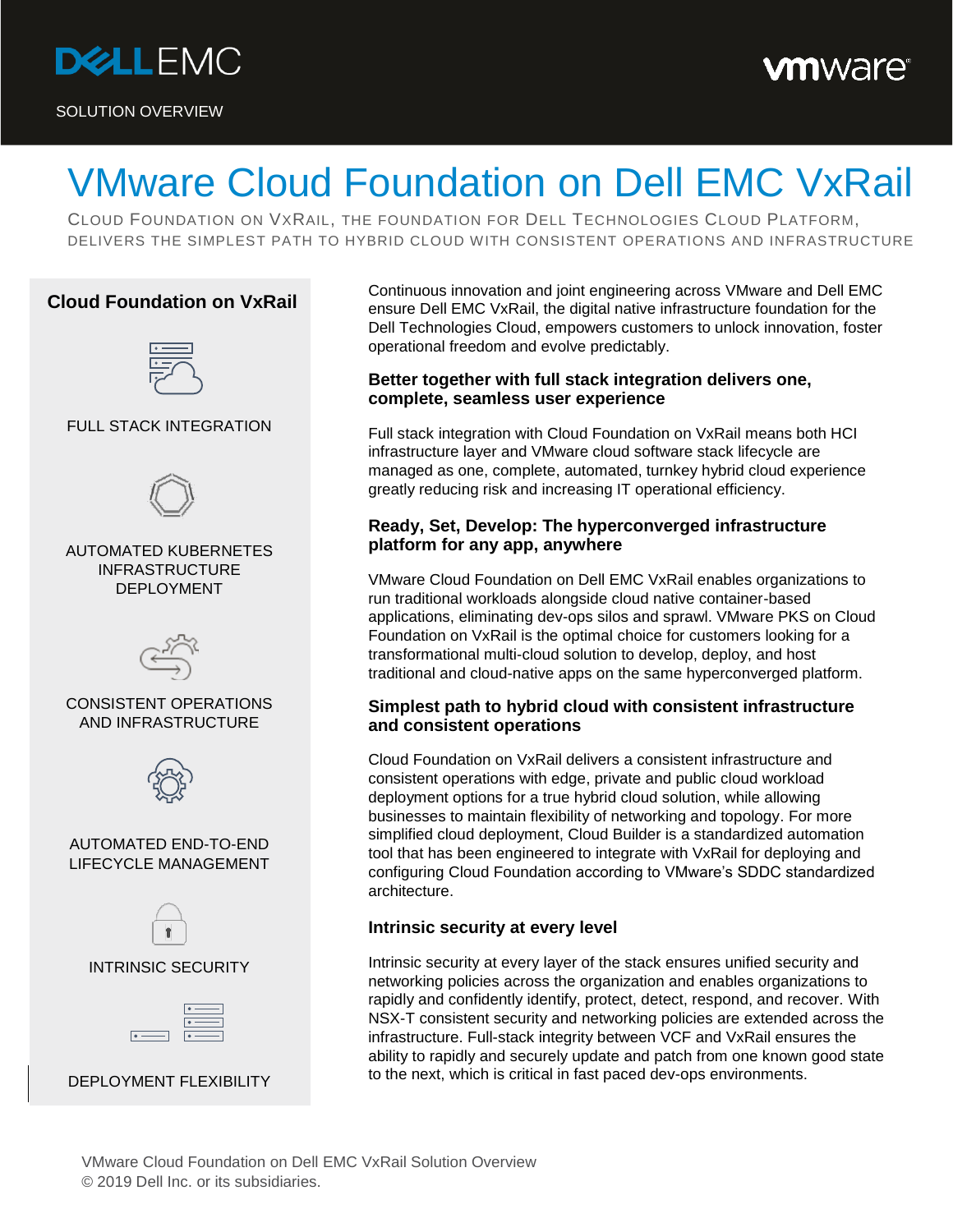SOLUTION OVERVIEW

# VMware Cloud Foundation on Dell EMC VxRail

CLOUD FOUNDATION ON VXRAIL, THE FOUNDATION FOR DELL TECHNOLOGIES CLOUD PLATFORM, DELIVERS THE SIMPLEST PATH TO HYBRID CLOUD WITH CONSISTENT OPERATIONS AND INFRASTRUCTURE

**Cloud Foundation on VxRail**

- FULL STACK INTEGRATION
- AUTOMATED KUBERNETES INFRASTRUCTURE DEPLOYMENT
- CONSISTENT OPERATIONS AND INFRASTRUCTURE
- AUTOMATED END-TO-END LIFECYCLE MANAGEMENT
- INTRINSIC SECURITY
- DEPLOYMENT FLEXIBILITY

Continuous innovation and joint engineering across VMware and Dell EMC ensure Dell EMC VxRail, the digital native infrastructure foundation for the Dell Technologies Cloud, empowers customers to unlock innovation, foster operational freedom and evolve predictably.

### Better together with full stack integration delivers one, complete, seamless user experience

Full stack integration with Cloud Foundation on VxRail means both HCI infrastructure layer and VMware cloud software stack lifecycle are managed as one, complete, automated, turnkey hybrid cloud experience greatly reducing risk and increasing IT operational efficiency.

### Ready, Set, Develop: The hyperconverged infrastructure platform for any app, anywhere

VMware Cloud Foundation on Dell EMC VxRail enables organizations to run traditional workloads alongside cloud native container-based applications, eliminating dev-ops silos and sprawl. VMware PKS on Cloud Foundation on VxRail is the optimal choice for customers looking for a transformational multi-cloud solution to develop, deploy, and host traditional and cloud-native apps on the same hyperconverged platform.

### Simplest path to hybrid cloud with consistent infrastructure and consistent operations

Cloud Foundation on VxRail delivers a consistent infrastructure and consistent operations with edge, private and public cloud workload deployment options for a true hybrid cloud solution, while allowing businesses to maintain flexibility of networking and topology. For more simplified cloud deployment, Cloud Builder is a standardized automation tool that has been engineered to integrate with VxRail for deploying and configuring Cloud Foundation according to VMware's SDDC standardized architecture.

### Intrinsic security at every level

Intrinsic security at every layer of the stack ensures unified security and networking policies across the organization and enables organizations to rapidly and confidently identify, protect, detect, respond, and recover. With NSX-T consistent security and networking policies are extended across the infrastructure. Full-stack integrity between VCF and VxRail ensures the ability to rapidly and securely update and patch from one known good state to the next, which is critical in fast paced dev-ops environments.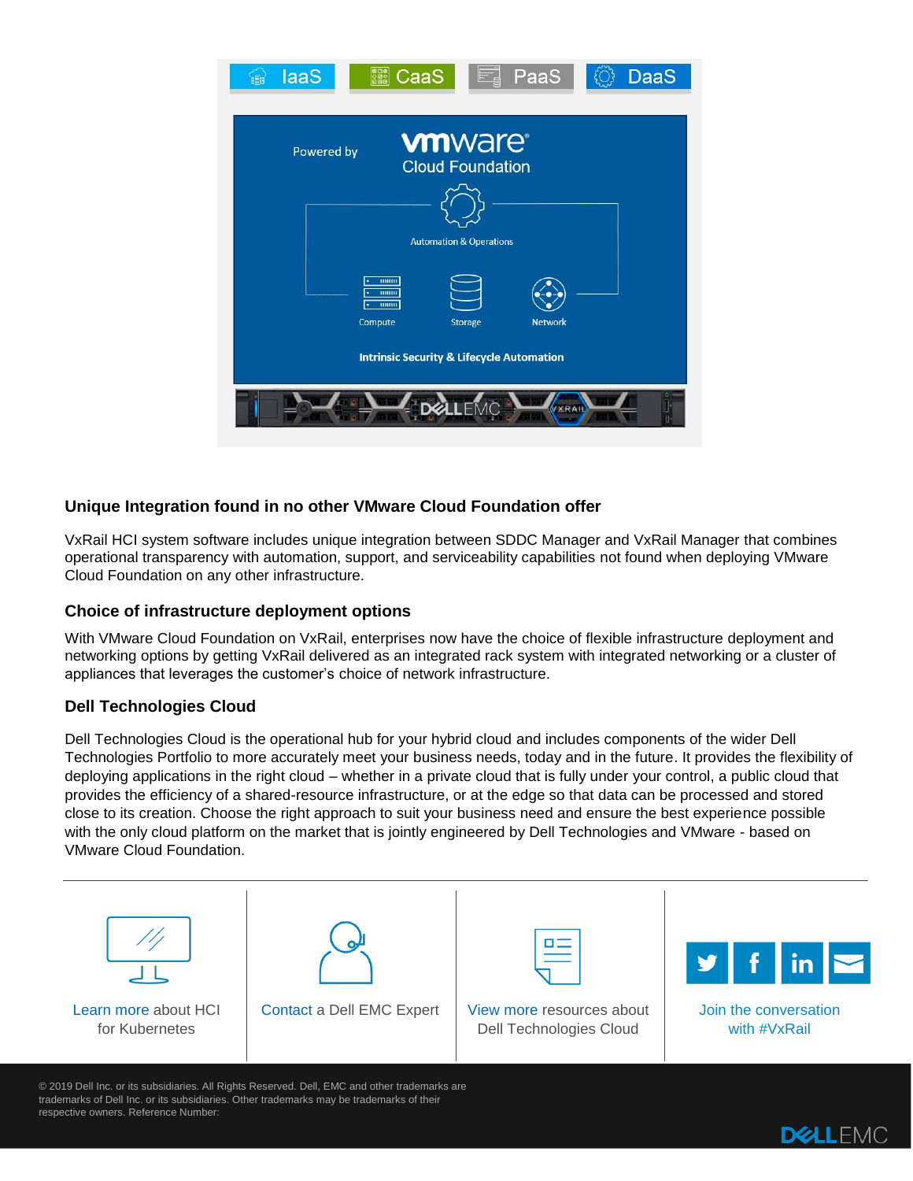IaaS CaaS PaaS DaaS

Powered by vmware Cloud Foundation

Automation & Operations

Compute Storage Network

Intrinsic Security & Lifecycle Automation

### Unique Integration found in no other VMware Cloud Foundation offer

VxRail HCI system software includes unique integration between SDDC Manager and VxRail Manager that combines operational transparency with automation, support, and serviceability capabilities not found when deploying VMware Cloud Foundation on any other infrastructure.

### Choice of infrastructure deployment options

With VMware Cloud Foundation on VxRail, enterprises now have the choice of flexible infrastructure deployment and networking options by getting VxRail delivered as an integrated rack system with integrated networking or a cluster of appliances that leverages the customer's choice of network infrastructure.

### Dell Technologies Cloud

Dell Technologies Cloud is the operational hub for your hybrid cloud and includes components of the wider Dell Technologies Portfolio to more accurately meet your business needs, today and in the future. It provides the flexibility of deploying applications in the right cloud – whether in a private cloud that is fully under your control, a public cloud that provides the efficiency of a shared-resource infrastructure, or at the edge so that data can be processed and stored close to its creation. Choose the right approach to suit your business need and ensure the best experience possible with the only cloud platform on the market that is jointly engineered by Dell Technologies and VMware - based on VMware Cloud Foundation.

---

Learn more about HCI for Kubernetes

Contact a Dell EMC Expert

View more resources about Dell Technologies Cloud

Join the conversation with #VxRail

© 2019 Dell Inc. or its subsidiaries. All Rights Reserved. Dell, EMC and other trademarks are trademarks of Dell Inc. or its subsidiaries. Other trademarks may be trademarks of their respective owners. Reference Number: